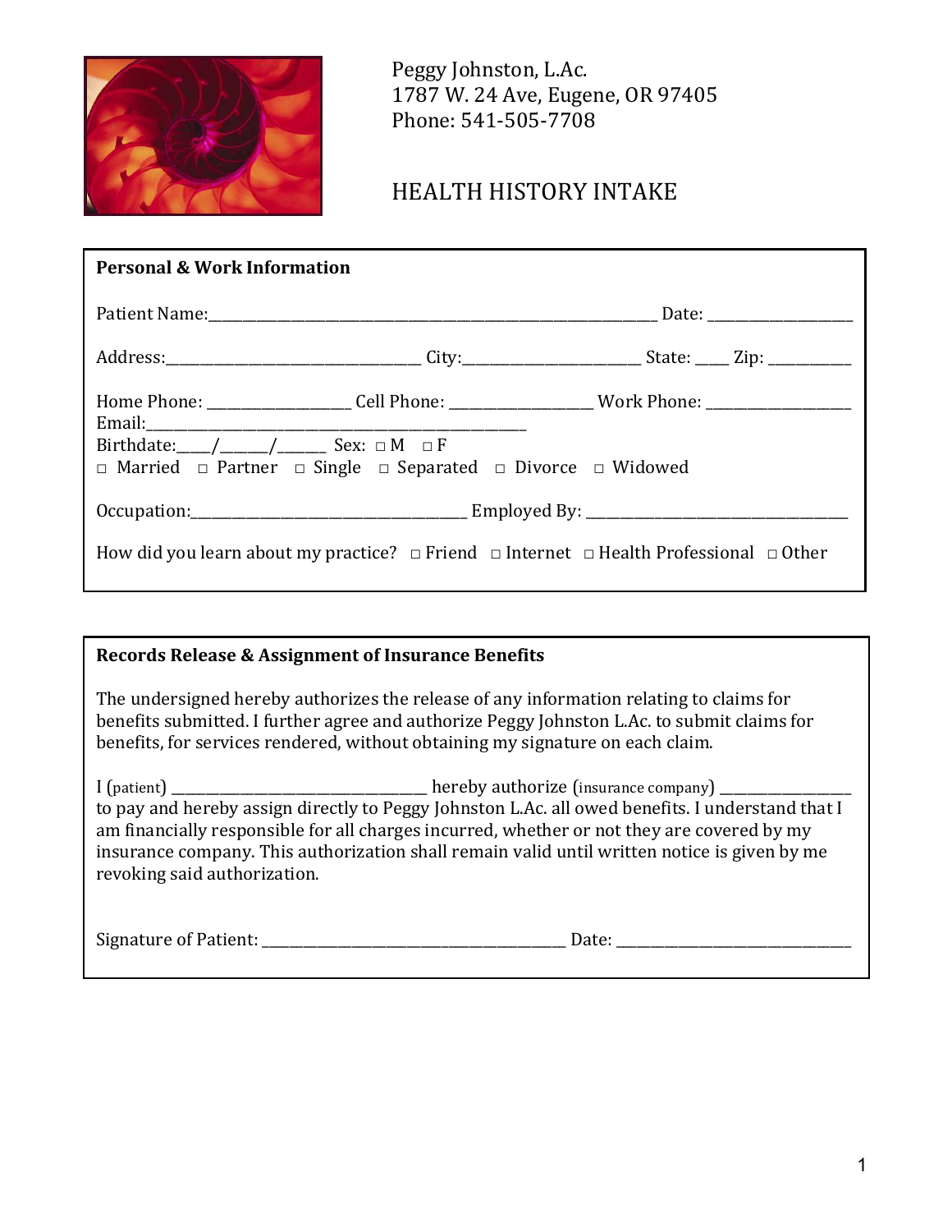Peggy Johnston, L.Ac.
1787 W. 24 Ave, Eugene, OR 97405
Phone: 541-505-7708

# HEALTH HISTORY INTAKE

**Personal & Work Information**

Patient Name:_______________________________________________________________ Date: ___________________

Address:_________________________________ City:______________________ State: ____ Zip: ___________

Home Phone: __________________ Cell Phone: __________________ Work Phone: ___________________
Email:_____________________________________________________
Birthdate:____/______/______ Sex: □ M □ F
□ Married □ Partner □ Single □ Separated □ Divorce □ Widowed

Occupation:___________________________________ Employed By: __________________________________

How did you learn about my practice? □ Friend □ Internet □ Health Professional □ Other

**Records Release & Assignment of Insurance Benefits**

The undersigned hereby authorizes the release of any information relating to claims for benefits submitted. I further agree and authorize Peggy Johnston L.Ac. to submit claims for benefits, for services rendered, without obtaining my signature on each claim.

I (patient) _________________________________ hereby authorize (insurance company) _________________ to pay and hereby assign directly to Peggy Johnston L.Ac. all owed benefits. I understand that I am financially responsible for all charges incurred, whether or not they are covered by my insurance company. This authorization shall remain valid until written notice is given by me revoking said authorization.

Signature of Patient: ________________________________________ Date: ______________________________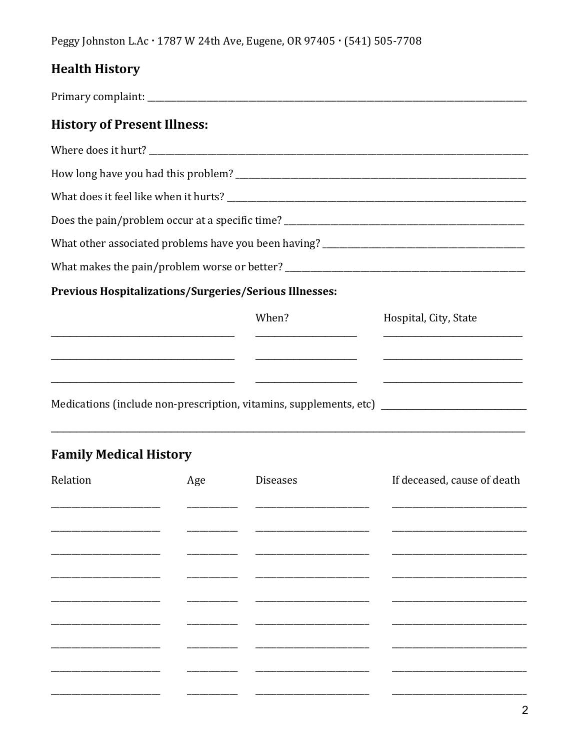Peggy Johnston L.Ac · 1787 W 24th Ave, Eugene, OR 97405 · (541) 505-7708

## Health History

Primary complaint: ___________________________________________________________________________

## History of Present Illness:

Where does it hurt? ___________________________________________________________________________

How long have you had this problem? ___________________________________________________________

What does it feel like when it hurts? ___________________________________________________________

Does the pain/problem occur at a specific time? ________________________________________________

What other associated problems have you been having? _________________________________________

What makes the pain/problem worse or better? __________________________________________________

### Previous Hospitalizations/Surgeries/Serious Illnesses:

| | When? | Hospital, City, State |
|---|---|---|
| | | |
| | | |
| | | |

Medications (include non-prescription, vitamins, supplements, etc) _______________________________

_____________________________________________________________________________________________

## Family Medical History

| Relation | Age | Diseases | If deceased, cause of death |
|---|---|---|---|
| | | | |
| | | | |
| | | | |
| | | | |
| | | | |
| | | | |
| | | | |
| | | | |
| | | | |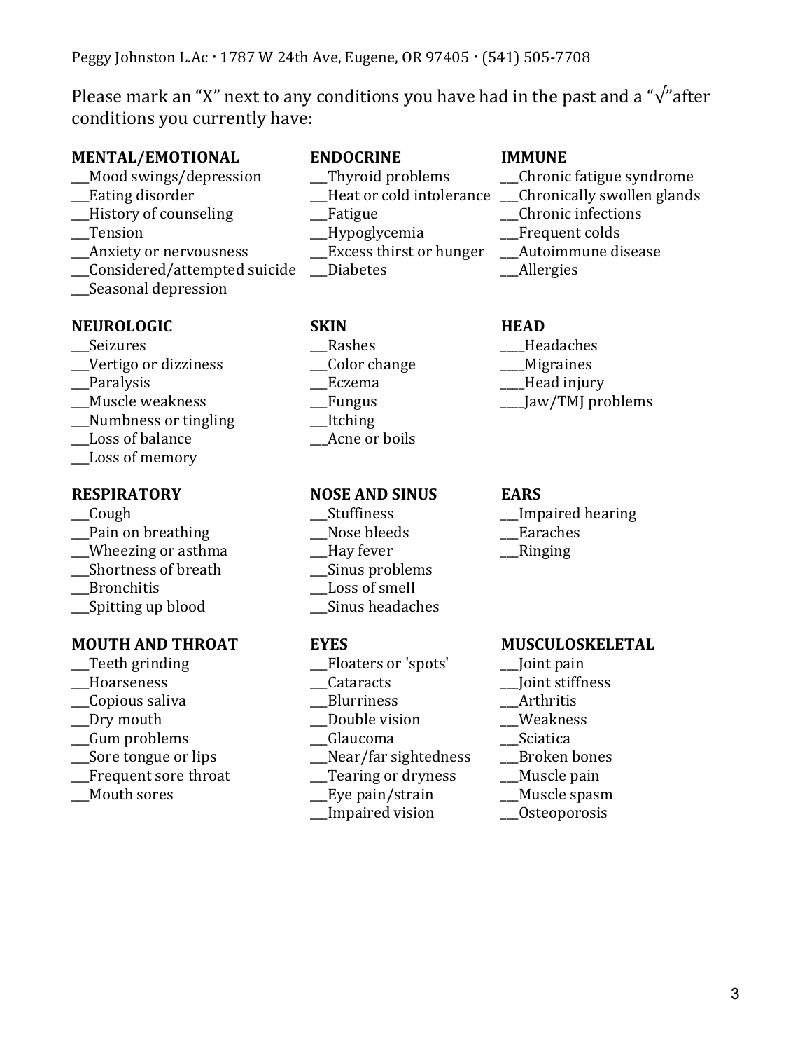Peggy Johnston L.Ac · 1787 W 24th Ave, Eugene, OR 97405 · (541) 505-7708

Please mark an "X" next to any conditions you have had in the past and a "√"after conditions you currently have:

**MENTAL/EMOTIONAL**
___Mood swings/depression
___Eating disorder
___History of counseling
___Tension
___Anxiety or nervousness
___Considered/attempted suicide
___Seasonal depression

**ENDOCRINE**
___Thyroid problems
___Heat or cold intolerance
___Fatigue
___Hypoglycemia
___Excess thirst or hunger
___Diabetes

**IMMUNE**
___Chronic fatigue syndrome
___Chronically swollen glands
___Chronic infections
___Frequent colds
___Autoimmune disease
___Allergies

**NEUROLOGIC**
___Seizures
___Vertigo or dizziness
___Paralysis
___Muscle weakness
___Numbness or tingling
___Loss of balance
___Loss of memory

**SKIN**
___Rashes
___Color change
___Eczema
___Fungus
___Itching
___Acne or boils

**HEAD**
____Headaches
____Migraines
____Head injury
____Jaw/TMJ problems

**RESPIRATORY**
___Cough
___Pain on breathing
___Wheezing or asthma
___Shortness of breath
___Bronchitis
___Spitting up blood

**NOSE AND SINUS**
___Stuffiness
___Nose bleeds
___Hay fever
___Sinus problems
___Loss of smell
___Sinus headaches

**EARS**
___Impaired hearing
___Earaches
___Ringing

**MOUTH AND THROAT**
___Teeth grinding
___Hoarseness
___Copious saliva
___Dry mouth
___Gum problems
___Sore tongue or lips
___Frequent sore throat
___Mouth sores

**EYES**
___Floaters or 'spots'
___Cataracts
___Blurriness
___Double vision
___Glaucoma
___Near/far sightedness
___Tearing or dryness
___Eye pain/strain
___Impaired vision

**MUSCULOSKELETAL**
___Joint pain
___Joint stiffness
___Arthritis
___Weakness
___Sciatica
___Broken bones
___Muscle pain
___Muscle spasm
___Osteoporosis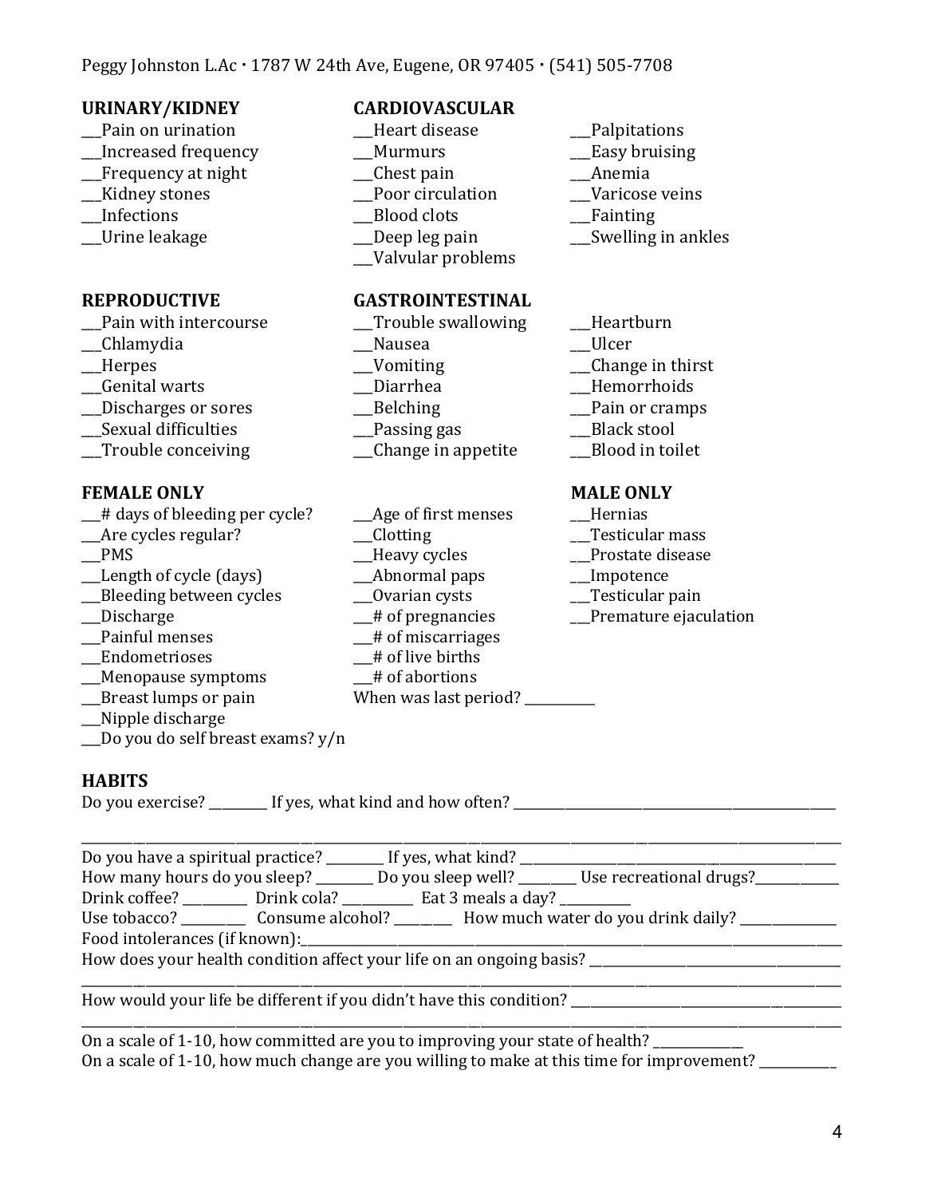Peggy Johnston L.Ac · 1787 W 24th Ave, Eugene, OR 97405 · (541) 505-7708

**URINARY/KIDNEY**

___Pain on urination
___Increased frequency
___Frequency at night
___Kidney stones
___Infections
___Urine leakage

**CARDIOVASCULAR**

___Heart disease
___Murmurs
___Chest pain
___Poor circulation
___Blood clots
___Deep leg pain
___Valvular problems
___Palpitations
___Easy bruising
___Anemia
___Varicose veins
___Fainting
___Swelling in ankles

**REPRODUCTIVE**

___Pain with intercourse
___Chlamydia
___Herpes
___Genital warts
___Discharges or sores
___Sexual difficulties
___Trouble conceiving

**GASTROINTESTINAL**

___Trouble swallowing
___Nausea
___Vomiting
___Diarrhea
___Belching
___Passing gas
___Change in appetite
___Heartburn
___Ulcer
___Change in thirst
___Hemorrhoids
___Pain or cramps
___Black stool
___Blood in toilet

**FEMALE ONLY**

___# days of bleeding per cycle?
___Are cycles regular?
___PMS
___Length of cycle (days)
___Bleeding between cycles
___Discharge
___Painful menses
___Endometrioses
___Menopause symptoms
___Breast lumps or pain
___Nipple discharge
___Do you do self breast exams? y/n
___Age of first menses
___Clotting
___Heavy cycles
___Abnormal paps
___Ovarian cysts
___# of pregnancies
___# of miscarriages
___# of live births
___# of abortions
When was last period? __________

**MALE ONLY**

___Hernias
___Testicular mass
___Prostate disease
___Impotence
___Testicular pain
___Premature ejaculation

**HABITS**

Do you exercise? ________ If yes, what kind and how often? ______________________________________________

________________________________________________________________________________________________

Do you have a spiritual practice? ________ If yes, what kind? ______________________________________________

How many hours do you sleep? ________ Do you sleep well? ________ Use recreational drugs?____________

Drink coffee? _________ Drink cola? _________ Eat 3 meals a day? _________

Use tobacco? _________ Consume alcohol? ________ How much water do you drink daily? _____________

Food intolerances (if known):______________________________________________________________________

How does your health condition affect your life on an ongoing basis? ____________________________________

________________________________________________________________________________________________

How would your life be different if you didn't have this condition? _______________________________________

________________________________________________________________________________________________

On a scale of 1-10, how committed are you to improving your state of health? _____________

On a scale of 1-10, how much change are you willing to make at this time for improvement? ___________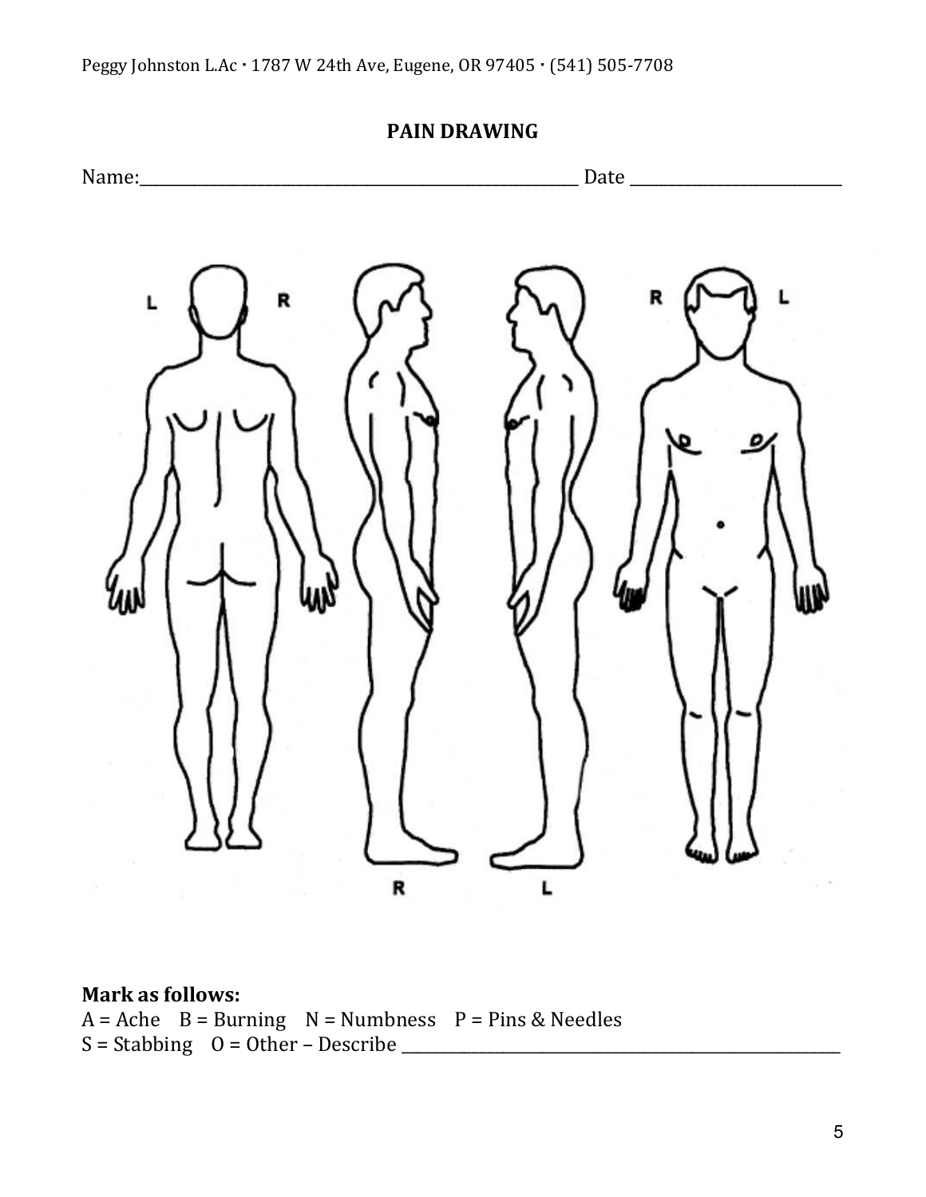Peggy Johnston L.Ac · 1787 W 24th Ave, Eugene, OR 97405 · (541) 505-7708

## PAIN DRAWING

Name:_______________________________________________ Date ____________________

L R

R L

R L

**Mark as follows:**

A = Ache B = Burning N = Numbness P = Pins & Needles

S = Stabbing O = Other – Describe _______________________________________________